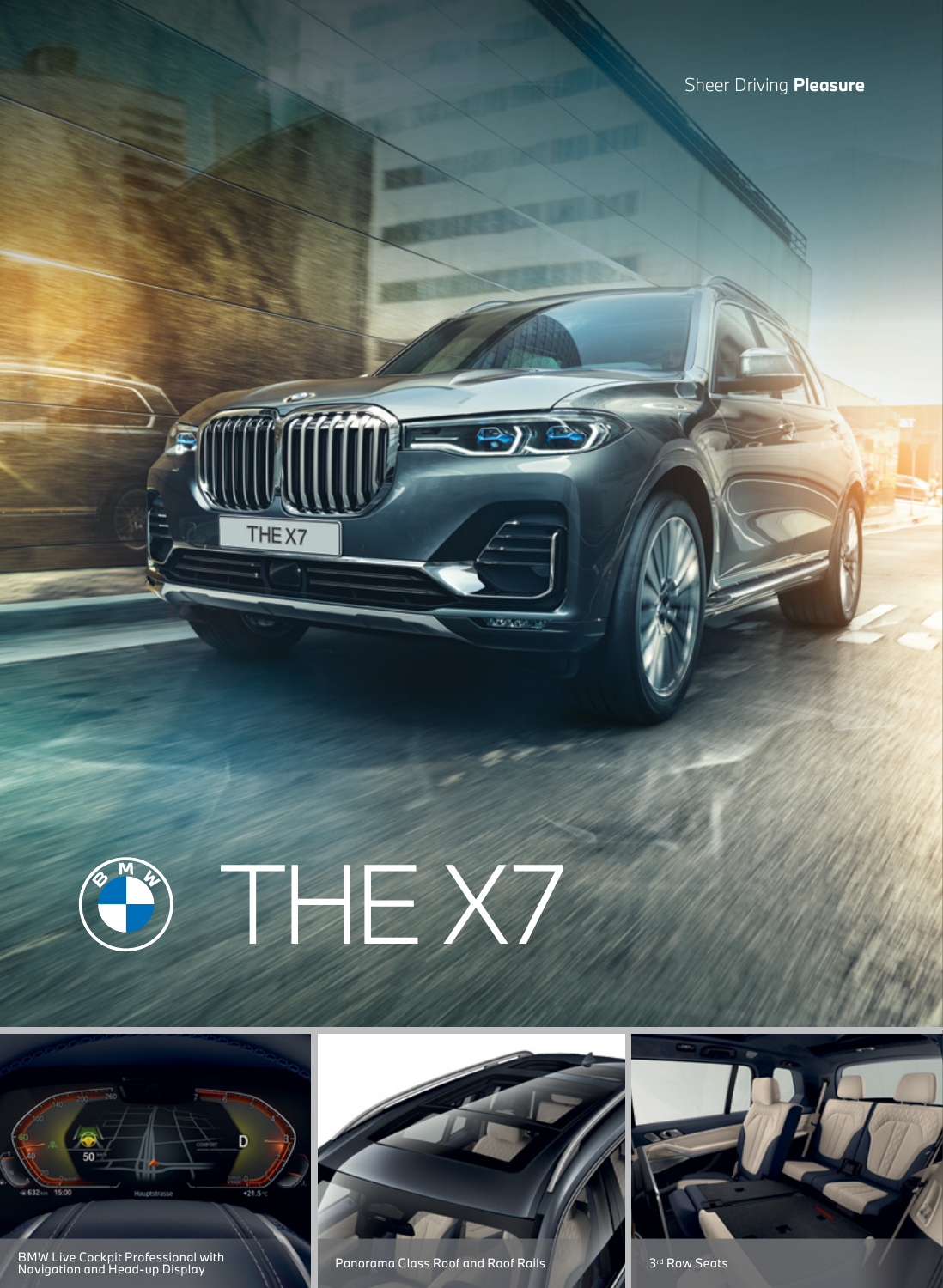Sheer Driving **Pleasure**

# THE X7

BMW Live Cockpit Professional with Navigation and Head-up Display

Panorama Glass Roof and Roof Rails

3rd Row Seats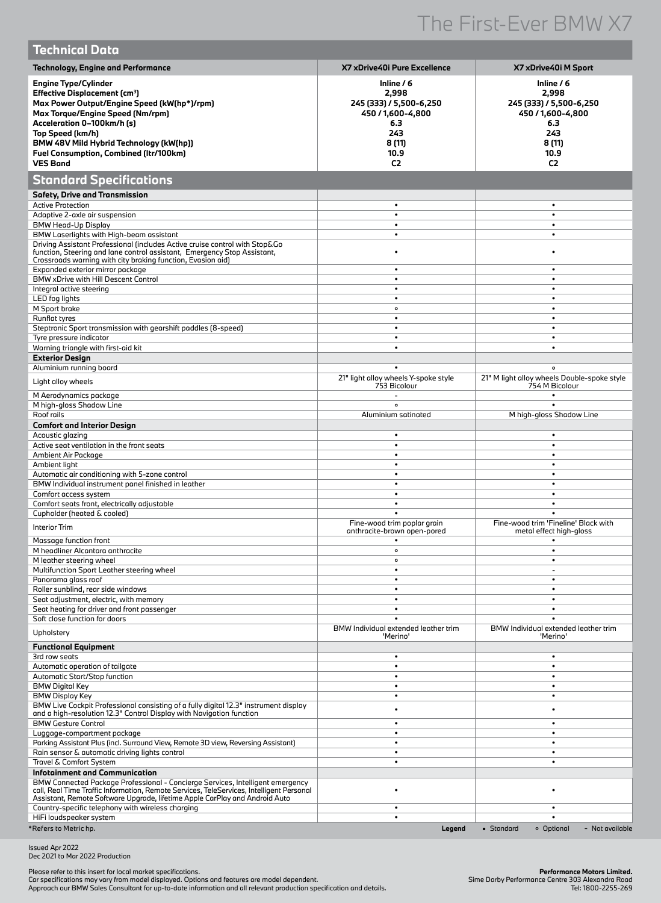# The First-Ever BMW X7

## Technical Data

| Technology, Engine and Performance | X7 xDrive40i Pure Excellence | X7 xDrive40i M Sport |
|---|---|---|
| Engine Type/Cylinder | Inline / 6 | Inline / 6 |
| Effective Displacement (cm³) | 2,998 | 2,998 |
| Max Power Output/Engine Speed (kW(hp*)/rpm) | 245 (333) / 5,500-6,250 | 245 (333) / 5,500-6,250 |
| Max Torque/Engine Speed (Nm/rpm) | 450 / 1,600-4,800 | 450 / 1,600-4,800 |
| Acceleration 0–100km/h (s) | 6.3 | 6.3 |
| Top Speed (km/h) | 243 | 243 |
| BMW 48V Mild Hybrid Technology (kW(hp)) | 8 (11) | 8 (11) |
| Fuel Consumption, Combined (ltr/100km) | 10.9 | 10.9 |
| VES Band | C2 | C2 |

## Standard Specifications

| | X7 xDrive40i Pure Excellence | X7 xDrive40i M Sport |
|---|---|---|
| **Safety, Drive and Transmission** | | |
| Active Protection | • | • |
| Adaptive 2-axle air suspension | • | • |
| BMW Head-Up Display | • | • |
| BMW Laserlights with High-beam assistant | • | • |
| Driving Assistant Professional (includes Active cruise control with Stop&Go function, Steering and lane control assistant, Emergency Stop Assistant, Crossroads warning with city braking function, Evasion aid) | • | • |
| Expanded exterior mirror package | • | • |
| BMW xDrive with Hill Descent Control | • | • |
| Integral active steering | • | • |
| LED fog lights | • | • |
| M Sport brake | ∘ | • |
| Runflat tyres | • | • |
| Steptronic Sport transmission with gearshift paddles (8-speed) | • | • |
| Tyre pressure indicator | • | • |
| Warning triangle with first-aid kit | • | • |
| **Exterior Design** | | |
| Aluminium running board | • | ∘ |
| Light alloy wheels | 21" light alloy wheels Y-spoke style 753 Bicolour | 21" M light alloy wheels Double-spoke style 754 M Bicolour |
| M Aerodynamics package | - | • |
| M high-gloss Shadow Line | ∘ | • |
| Roof rails | Aluminium satinated | M high-gloss Shadow Line |
| **Comfort and Interior Design** | | |
| Acoustic glazing | • | • |
| Active seat ventilation in the front seats | • | • |
| Ambient Air Package | • | • |
| Ambient light | • | • |
| Automatic air conditioning with 5-zone control | • | • |
| BMW Individual instrument panel finished in leather | • | • |
| Comfort access system | • | • |
| Comfort seats front, electrically adjustable | • | • |
| Cupholder (heated & cooled) | • | • |
| Interior Trim | Fine-wood trim poplar grain anthracite-brown open-pored | Fine-wood trim 'Fineline' Black with metal effect high-gloss |
| Massage function front | • | • |
| M headliner Alcantara anthracite | ∘ | • |
| M leather steering wheel | ∘ | • |
| Multifunction Sport Leather steering wheel | • | - |
| Panorama glass roof | • | • |
| Roller sunblind, rear side windows | • | • |
| Seat adjustment, electric, with memory | • | • |
| Seat heating for driver and front passenger | • | • |
| Soft close function for doors | • | • |
| Upholstery | BMW Individual extended leather trim 'Merino' | BMW Individual extended leather trim 'Merino' |
| **Functional Equipment** | | |
| 3rd row seats | • | • |
| Automatic operation of tailgate | • | • |
| Automatic Start/Stop function | • | • |
| BMW Digital Key | • | • |
| BMW Display Key | • | • |
| BMW Live Cockpit Professional consisting of a fully digital 12.3" instrument display and a high-resolution 12.3" Control Display with Navigation function | • | • |
| BMW Gesture Control | • | • |
| Luggage-compartment package | • | • |
| Parking Assistant Plus (incl. Surround View, Remote 3D view, Reversing Assistant) | • | • |
| Rain sensor & automatic driving lights control | • | • |
| Travel & Comfort System | • | • |
| **Infotainment and Communication** | | |
| BMW Connected Package Professional - Concierge Services, Intelligent emergency call, Real Time Traffic Information, Remote Services, TeleServices, Intelligent Personal Assistant, Remote Software Upgrade, lifetime Apple CarPlay and Android Auto | • | • |
| Country-specific telephony with wireless charging | • | • |
| HiFi loudspeaker system | • | • |

*Refers to Metric hp.

**Legend** • Standard ∘ Optional – Not available

Issued Apr 2022
Dec 2021 to Mar 2022 Production

Please refer to this insert for local market specifications.
Car specifications may vary from model displayed. Options and features are model dependent.
Approach our BMW Sales Consultant for up-to-date information and all relevant production specification and details.

**Performance Motors Limited.**
Sime Darby Performance Centre 303 Alexandra Road
Tel: 1800-2255-269